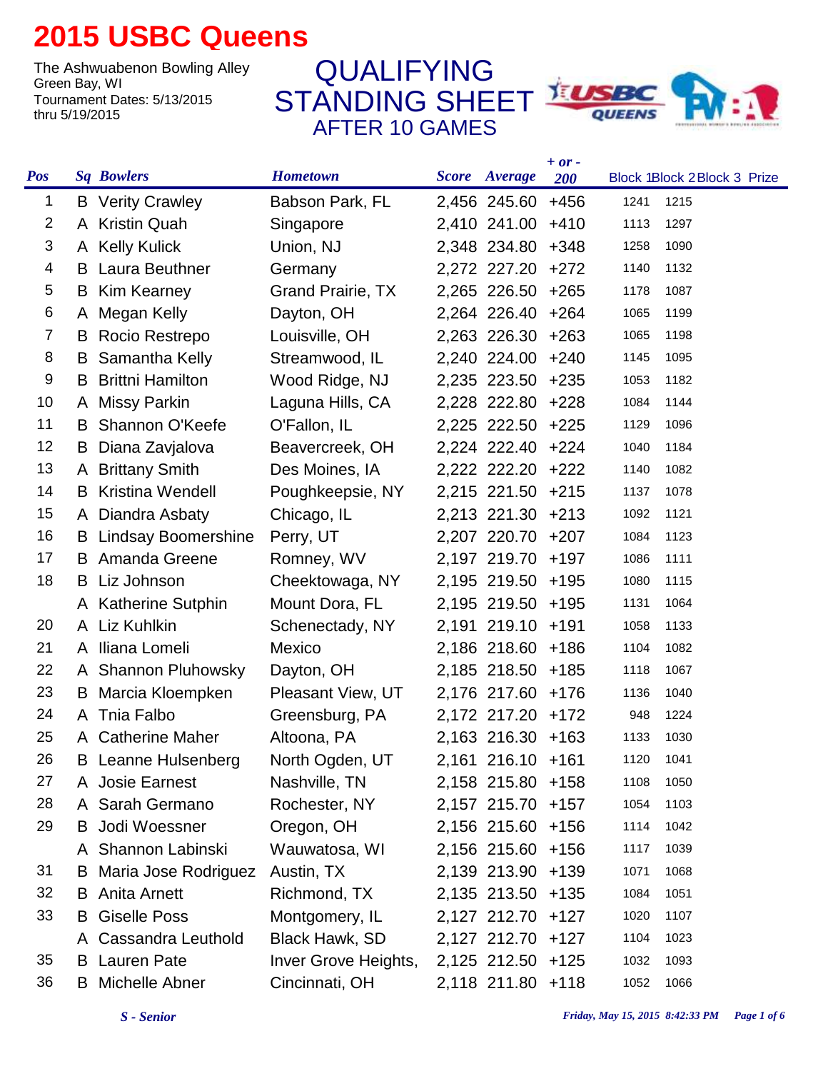# 2015 USBC Queens

The Ashwuabenon Bowling Alley
Green Bay, WI
Tournament Dates: 5/13/2015 thru 5/19/2015

## QUALIFYING STANDING SHEET
### AFTER 10 GAMES

| Pos | Sq | Bowlers | Hometown | Score | Average | + or - 200 | Block 1 | Block 2 | Block 3 | Prize |
|---|---|---|---|---|---|---|---|---|---|---|
| 1 | B | Verity Crawley | Babson Park, FL | 2,456 | 245.60 | +456 | 1241 | 1215 | | |
| 2 | A | Kristin Quah | Singapore | 2,410 | 241.00 | +410 | 1113 | 1297 | | |
| 3 | A | Kelly Kulick | Union, NJ | 2,348 | 234.80 | +348 | 1258 | 1090 | | |
| 4 | B | Laura Beuthner | Germany | 2,272 | 227.20 | +272 | 1140 | 1132 | | |
| 5 | B | Kim Kearney | Grand Prairie, TX | 2,265 | 226.50 | +265 | 1178 | 1087 | | |
| 6 | A | Megan Kelly | Dayton, OH | 2,264 | 226.40 | +264 | 1065 | 1199 | | |
| 7 | B | Rocio Restrepo | Louisville, OH | 2,263 | 226.30 | +263 | 1065 | 1198 | | |
| 8 | B | Samantha Kelly | Streamwood, IL | 2,240 | 224.00 | +240 | 1145 | 1095 | | |
| 9 | B | Brittni Hamilton | Wood Ridge, NJ | 2,235 | 223.50 | +235 | 1053 | 1182 | | |
| 10 | A | Missy Parkin | Laguna Hills, CA | 2,228 | 222.80 | +228 | 1084 | 1144 | | |
| 11 | B | Shannon O'Keefe | O'Fallon, IL | 2,225 | 222.50 | +225 | 1129 | 1096 | | |
| 12 | B | Diana Zavjalova | Beavercreek, OH | 2,224 | 222.40 | +224 | 1040 | 1184 | | |
| 13 | A | Brittany Smith | Des Moines, IA | 2,222 | 222.20 | +222 | 1140 | 1082 | | |
| 14 | B | Kristina Wendell | Poughkeepsie, NY | 2,215 | 221.50 | +215 | 1137 | 1078 | | |
| 15 | A | Diandra Asbaty | Chicago, IL | 2,213 | 221.30 | +213 | 1092 | 1121 | | |
| 16 | B | Lindsay Boomershine | Perry, UT | 2,207 | 220.70 | +207 | 1084 | 1123 | | |
| 17 | B | Amanda Greene | Romney, WV | 2,197 | 219.70 | +197 | 1086 | 1111 | | |
| 18 | B | Liz Johnson | Cheektowaga, NY | 2,195 | 219.50 | +195 | 1080 | 1115 | | |
| | A | Katherine Sutphin | Mount Dora, FL | 2,195 | 219.50 | +195 | 1131 | 1064 | | |
| 20 | A | Liz Kuhlkin | Schenectady, NY | 2,191 | 219.10 | +191 | 1058 | 1133 | | |
| 21 | A | Iliana Lomeli | Mexico | 2,186 | 218.60 | +186 | 1104 | 1082 | | |
| 22 | A | Shannon Pluhowsky | Dayton, OH | 2,185 | 218.50 | +185 | 1118 | 1067 | | |
| 23 | B | Marcia Kloempken | Pleasant View, UT | 2,176 | 217.60 | +176 | 1136 | 1040 | | |
| 24 | A | Tnia Falbo | Greensburg, PA | 2,172 | 217.20 | +172 | 948 | 1224 | | |
| 25 | A | Catherine Maher | Altoona, PA | 2,163 | 216.30 | +163 | 1133 | 1030 | | |
| 26 | B | Leanne Hulsenberg | North Ogden, UT | 2,161 | 216.10 | +161 | 1120 | 1041 | | |
| 27 | A | Josie Earnest | Nashville, TN | 2,158 | 215.80 | +158 | 1108 | 1050 | | |
| 28 | A | Sarah Germano | Rochester, NY | 2,157 | 215.70 | +157 | 1054 | 1103 | | |
| 29 | B | Jodi Woessner | Oregon, OH | 2,156 | 215.60 | +156 | 1114 | 1042 | | |
| | A | Shannon Labinski | Wauwatosa, WI | 2,156 | 215.60 | +156 | 1117 | 1039 | | |
| 31 | B | Maria Jose Rodriguez | Austin, TX | 2,139 | 213.90 | +139 | 1071 | 1068 | | |
| 32 | B | Anita Arnett | Richmond, TX | 2,135 | 213.50 | +135 | 1084 | 1051 | | |
| 33 | B | Giselle Poss | Montgomery, IL | 2,127 | 212.70 | +127 | 1020 | 1107 | | |
| | A | Cassandra Leuthold | Black Hawk, SD | 2,127 | 212.70 | +127 | 1104 | 1023 | | |
| 35 | B | Lauren Pate | Inver Grove Heights, | 2,125 | 212.50 | +125 | 1032 | 1093 | | |
| 36 | B | Michelle Abner | Cincinnati, OH | 2,118 | 211.80 | +118 | 1052 | 1066 | | |

*S - Senior*

*Friday, May 15, 2015 8:42:33 PM*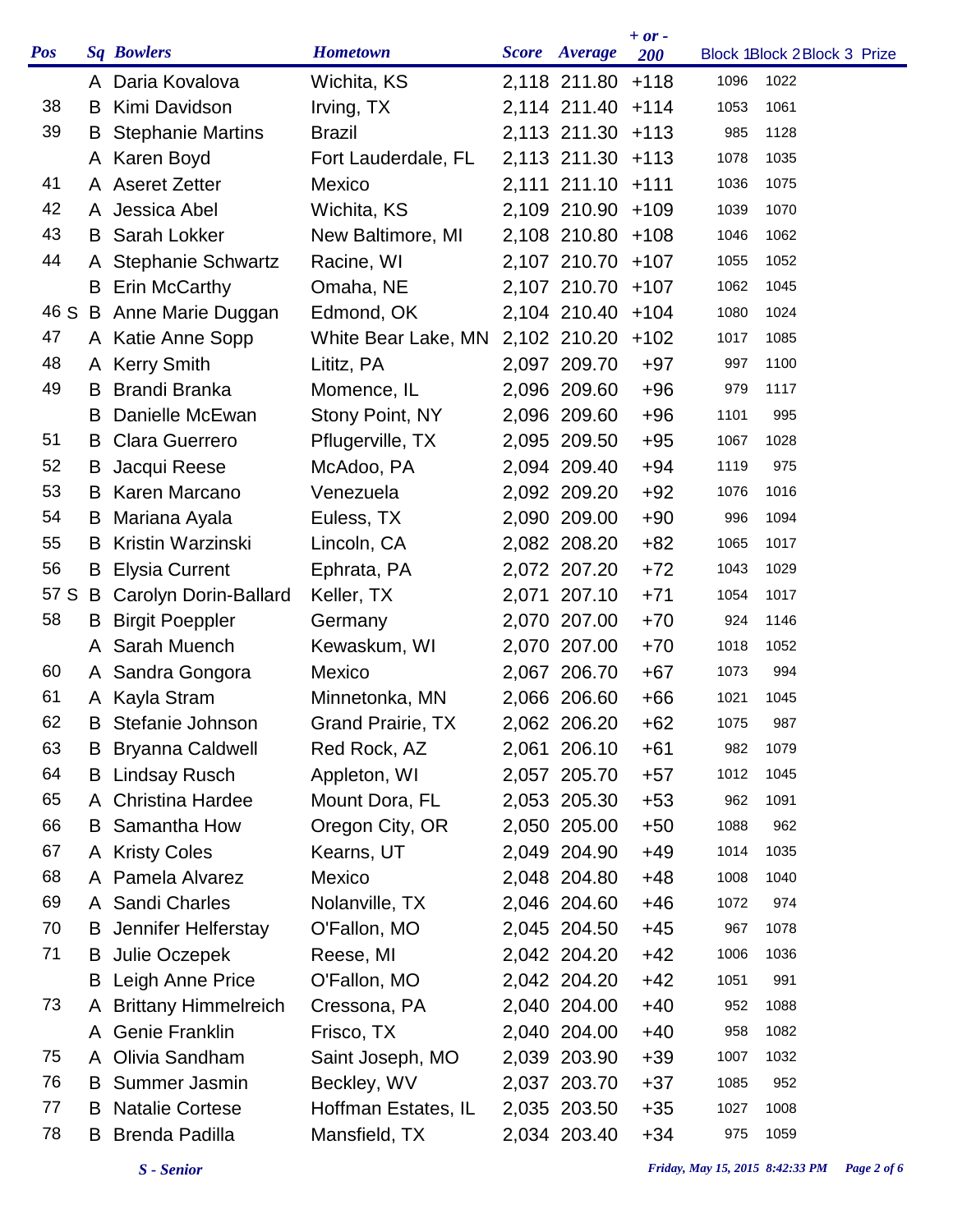| Pos | Sq | Bowlers | Hometown | Score | Average | + or - 200 | Block 1 | Block 2 | Block 3 | Prize |
|---|---|---|---|---|---|---|---|---|---|---|
| | A | Daria Kovalova | Wichita, KS | 2,118 | 211.80 | +118 | 1096 | 1022 | | |
| 38 | B | Kimi Davidson | Irving, TX | 2,114 | 211.40 | +114 | 1053 | 1061 | | |
| 39 | B | Stephanie Martins | Brazil | 2,113 | 211.30 | +113 | 985 | 1128 | | |
| | A | Karen Boyd | Fort Lauderdale, FL | 2,113 | 211.30 | +113 | 1078 | 1035 | | |
| 41 | A | Aseret Zetter | Mexico | 2,111 | 211.10 | +111 | 1036 | 1075 | | |
| 42 | A | Jessica Abel | Wichita, KS | 2,109 | 210.90 | +109 | 1039 | 1070 | | |
| 43 | B | Sarah Lokker | New Baltimore, MI | 2,108 | 210.80 | +108 | 1046 | 1062 | | |
| 44 | A | Stephanie Schwartz | Racine, WI | 2,107 | 210.70 | +107 | 1055 | 1052 | | |
| | B | Erin McCarthy | Omaha, NE | 2,107 | 210.70 | +107 | 1062 | 1045 | | |
| 46 S | B | Anne Marie Duggan | Edmond, OK | 2,104 | 210.40 | +104 | 1080 | 1024 | | |
| 47 | A | Katie Anne Sopp | White Bear Lake, MN | 2,102 | 210.20 | +102 | 1017 | 1085 | | |
| 48 | A | Kerry Smith | Lititz, PA | 2,097 | 209.70 | +97 | 997 | 1100 | | |
| 49 | B | Brandi Branka | Momence, IL | 2,096 | 209.60 | +96 | 979 | 1117 | | |
| | B | Danielle McEwan | Stony Point, NY | 2,096 | 209.60 | +96 | 1101 | 995 | | |
| 51 | B | Clara Guerrero | Pflugerville, TX | 2,095 | 209.50 | +95 | 1067 | 1028 | | |
| 52 | B | Jacqui Reese | McAdoo, PA | 2,094 | 209.40 | +94 | 1119 | 975 | | |
| 53 | B | Karen Marcano | Venezuela | 2,092 | 209.20 | +92 | 1076 | 1016 | | |
| 54 | B | Mariana Ayala | Euless, TX | 2,090 | 209.00 | +90 | 996 | 1094 | | |
| 55 | B | Kristin Warzinski | Lincoln, CA | 2,082 | 208.20 | +82 | 1065 | 1017 | | |
| 56 | B | Elysia Current | Ephrata, PA | 2,072 | 207.20 | +72 | 1043 | 1029 | | |
| 57 S | B | Carolyn Dorin-Ballard | Keller, TX | 2,071 | 207.10 | +71 | 1054 | 1017 | | |
| 58 | B | Birgit Poeppler | Germany | 2,070 | 207.00 | +70 | 924 | 1146 | | |
| | A | Sarah Muench | Kewaskum, WI | 2,070 | 207.00 | +70 | 1018 | 1052 | | |
| 60 | A | Sandra Gongora | Mexico | 2,067 | 206.70 | +67 | 1073 | 994 | | |
| 61 | A | Kayla Stram | Minnetonka, MN | 2,066 | 206.60 | +66 | 1021 | 1045 | | |
| 62 | B | Stefanie Johnson | Grand Prairie, TX | 2,062 | 206.20 | +62 | 1075 | 987 | | |
| 63 | B | Bryanna Caldwell | Red Rock, AZ | 2,061 | 206.10 | +61 | 982 | 1079 | | |
| 64 | B | Lindsay Rusch | Appleton, WI | 2,057 | 205.70 | +57 | 1012 | 1045 | | |
| 65 | A | Christina Hardee | Mount Dora, FL | 2,053 | 205.30 | +53 | 962 | 1091 | | |
| 66 | B | Samantha How | Oregon City, OR | 2,050 | 205.00 | +50 | 1088 | 962 | | |
| 67 | A | Kristy Coles | Kearns, UT | 2,049 | 204.90 | +49 | 1014 | 1035 | | |
| 68 | A | Pamela Alvarez | Mexico | 2,048 | 204.80 | +48 | 1008 | 1040 | | |
| 69 | A | Sandi Charles | Nolanville, TX | 2,046 | 204.60 | +46 | 1072 | 974 | | |
| 70 | B | Jennifer Helferstay | O'Fallon, MO | 2,045 | 204.50 | +45 | 967 | 1078 | | |
| 71 | B | Julie Oczepek | Reese, MI | 2,042 | 204.20 | +42 | 1006 | 1036 | | |
| | B | Leigh Anne Price | O'Fallon, MO | 2,042 | 204.20 | +42 | 1051 | 991 | | |
| 73 | A | Brittany Himmelreich | Cressona, PA | 2,040 | 204.00 | +40 | 952 | 1088 | | |
| | A | Genie Franklin | Frisco, TX | 2,040 | 204.00 | +40 | 958 | 1082 | | |
| 75 | A | Olivia Sandham | Saint Joseph, MO | 2,039 | 203.90 | +39 | 1007 | 1032 | | |
| 76 | B | Summer Jasmin | Beckley, WV | 2,037 | 203.70 | +37 | 1085 | 952 | | |
| 77 | B | Natalie Cortese | Hoffman Estates, IL | 2,035 | 203.50 | +35 | 1027 | 1008 | | |
| 78 | B | Brenda Padilla | Mansfield, TX | 2,034 | 203.40 | +34 | 975 | 1059 | | |

*S - Senior*

*Friday, May 15, 2015 8:42:33 PM*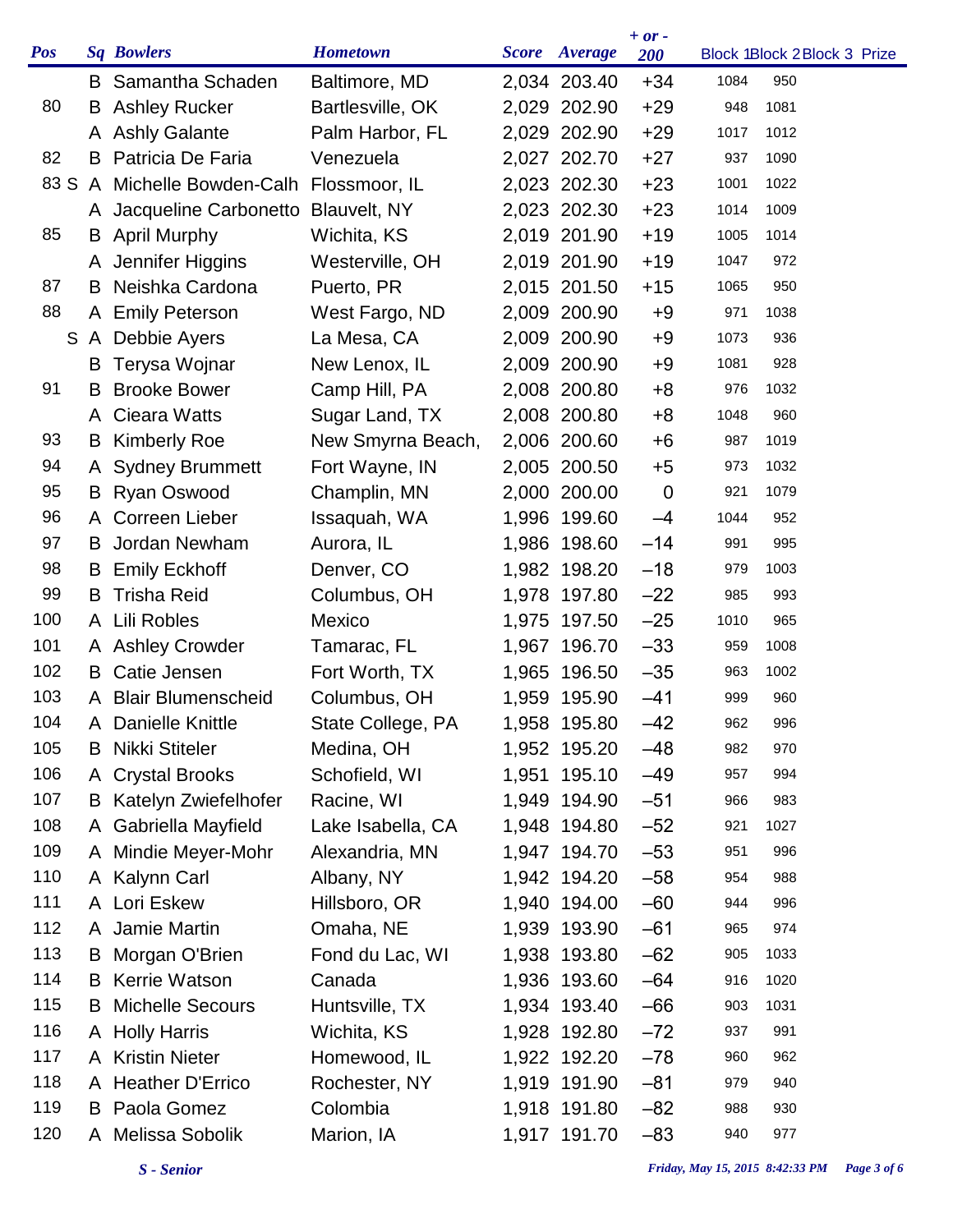| Pos | | Sq | Bowlers | Hometown | Score | Average | + or - 200 | Block 1 | Block 2 | Block 3 | Prize |
|---|---|---|---|---|---|---|---|---|---|---|---|
| | | B | Samantha Schaden | Baltimore, MD | 2,034 | 203.40 | +34 | 1084 | 950 | | |
| 80 | | B | Ashley Rucker | Bartlesville, OK | 2,029 | 202.90 | +29 | 948 | 1081 | | |
| | | A | Ashly Galante | Palm Harbor, FL | 2,029 | 202.90 | +29 | 1017 | 1012 | | |
| 82 | | B | Patricia De Faria | Venezuela | 2,027 | 202.70 | +27 | 937 | 1090 | | |
| 83 | S | A | Michelle Bowden-Calh | Flossmoor, IL | 2,023 | 202.30 | +23 | 1001 | 1022 | | |
| | | A | Jacqueline Carbonetto | Blauvelt, NY | 2,023 | 202.30 | +23 | 1014 | 1009 | | |
| 85 | | B | April Murphy | Wichita, KS | 2,019 | 201.90 | +19 | 1005 | 1014 | | |
| | | A | Jennifer Higgins | Westerville, OH | 2,019 | 201.90 | +19 | 1047 | 972 | | |
| 87 | | B | Neishka Cardona | Puerto, PR | 2,015 | 201.50 | +15 | 1065 | 950 | | |
| 88 | | A | Emily Peterson | West Fargo, ND | 2,009 | 200.90 | +9 | 971 | 1038 | | |
| | S | A | Debbie Ayers | La Mesa, CA | 2,009 | 200.90 | +9 | 1073 | 936 | | |
| | | B | Terysa Wojnar | New Lenox, IL | 2,009 | 200.90 | +9 | 1081 | 928 | | |
| 91 | | B | Brooke Bower | Camp Hill, PA | 2,008 | 200.80 | +8 | 976 | 1032 | | |
| | | A | Cieara Watts | Sugar Land, TX | 2,008 | 200.80 | +8 | 1048 | 960 | | |
| 93 | | B | Kimberly Roe | New Smyrna Beach, | 2,006 | 200.60 | +6 | 987 | 1019 | | |
| 94 | | A | Sydney Brummett | Fort Wayne, IN | 2,005 | 200.50 | +5 | 973 | 1032 | | |
| 95 | | B | Ryan Oswood | Champlin, MN | 2,000 | 200.00 | 0 | 921 | 1079 | | |
| 96 | | A | Correen Lieber | Issaquah, WA | 1,996 | 199.60 | –4 | 1044 | 952 | | |
| 97 | | B | Jordan Newham | Aurora, IL | 1,986 | 198.60 | –14 | 991 | 995 | | |
| 98 | | B | Emily Eckhoff | Denver, CO | 1,982 | 198.20 | –18 | 979 | 1003 | | |
| 99 | | B | Trisha Reid | Columbus, OH | 1,978 | 197.80 | –22 | 985 | 993 | | |
| 100 | | A | Lili Robles | Mexico | 1,975 | 197.50 | –25 | 1010 | 965 | | |
| 101 | | A | Ashley Crowder | Tamarac, FL | 1,967 | 196.70 | –33 | 959 | 1008 | | |
| 102 | | B | Catie Jensen | Fort Worth, TX | 1,965 | 196.50 | –35 | 963 | 1002 | | |
| 103 | | A | Blair Blumenscheid | Columbus, OH | 1,959 | 195.90 | –41 | 999 | 960 | | |
| 104 | | A | Danielle Knittle | State College, PA | 1,958 | 195.80 | –42 | 962 | 996 | | |
| 105 | | B | Nikki Stiteler | Medina, OH | 1,952 | 195.20 | –48 | 982 | 970 | | |
| 106 | | A | Crystal Brooks | Schofield, WI | 1,951 | 195.10 | –49 | 957 | 994 | | |
| 107 | | B | Katelyn Zwiefelhofer | Racine, WI | 1,949 | 194.90 | –51 | 966 | 983 | | |
| 108 | | A | Gabriella Mayfield | Lake Isabella, CA | 1,948 | 194.80 | –52 | 921 | 1027 | | |
| 109 | | A | Mindie Meyer-Mohr | Alexandria, MN | 1,947 | 194.70 | –53 | 951 | 996 | | |
| 110 | | A | Kalynn Carl | Albany, NY | 1,942 | 194.20 | –58 | 954 | 988 | | |
| 111 | | A | Lori Eskew | Hillsboro, OR | 1,940 | 194.00 | –60 | 944 | 996 | | |
| 112 | | A | Jamie Martin | Omaha, NE | 1,939 | 193.90 | –61 | 965 | 974 | | |
| 113 | | B | Morgan O'Brien | Fond du Lac, WI | 1,938 | 193.80 | –62 | 905 | 1033 | | |
| 114 | | B | Kerrie Watson | Canada | 1,936 | 193.60 | –64 | 916 | 1020 | | |
| 115 | | B | Michelle Secours | Huntsville, TX | 1,934 | 193.40 | –66 | 903 | 1031 | | |
| 116 | | A | Holly Harris | Wichita, KS | 1,928 | 192.80 | –72 | 937 | 991 | | |
| 117 | | A | Kristin Nieter | Homewood, IL | 1,922 | 192.20 | –78 | 960 | 962 | | |
| 118 | | A | Heather D'Errico | Rochester, NY | 1,919 | 191.90 | –81 | 979 | 940 | | |
| 119 | | B | Paola Gomez | Colombia | 1,918 | 191.80 | –82 | 988 | 930 | | |
| 120 | | A | Melissa Sobolik | Marion, IA | 1,917 | 191.70 | –83 | 940 | 977 | | |

*S - Senior*

*Friday, May 15, 2015 8:42:33 PM*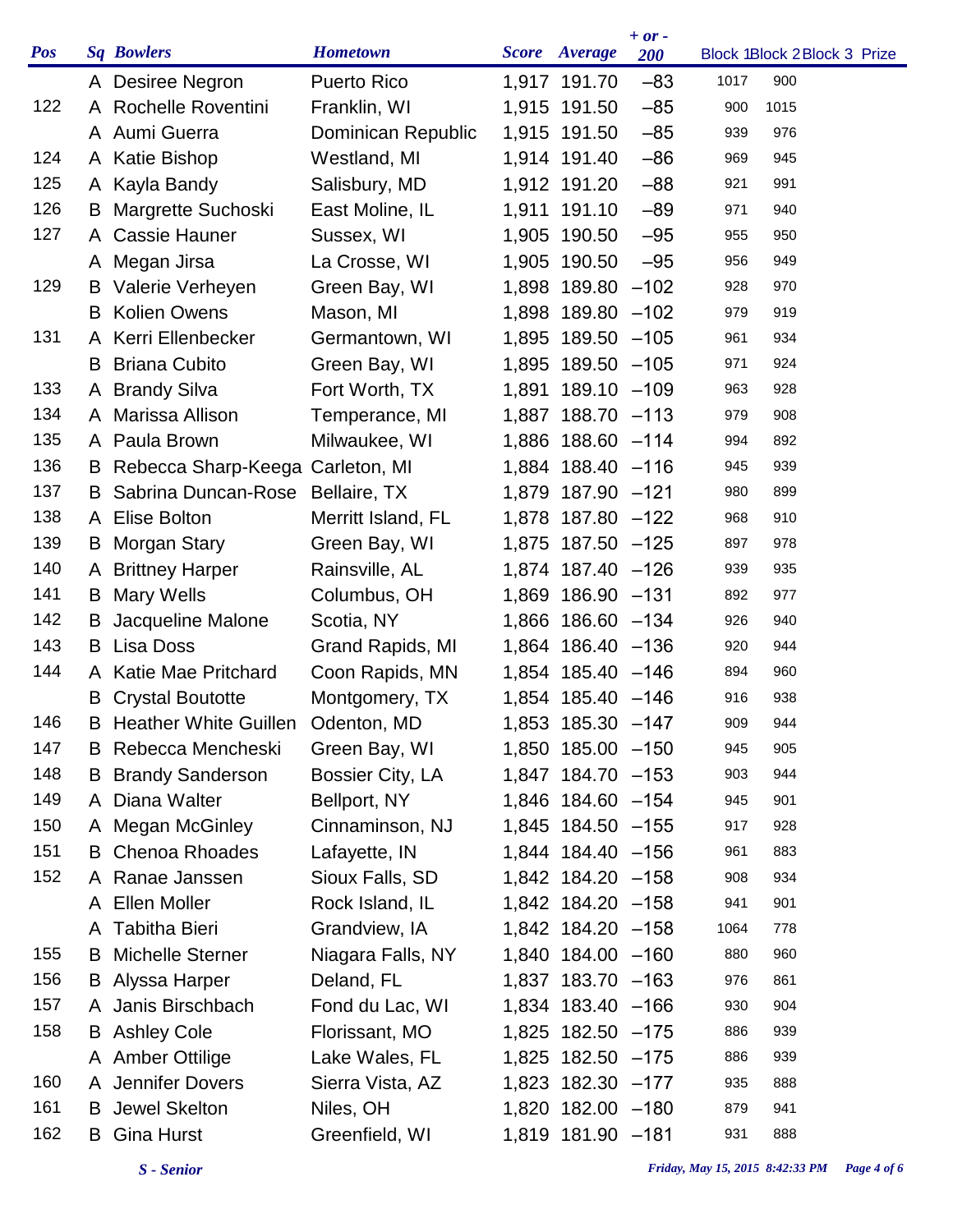| Pos | Sq | Bowlers | Hometown | Score | Average | + or - 200 | Block 1 | Block 2 | Block 3 | Prize |
|---|---|---|---|---|---|---|---|---|---|---|
| | A | Desiree Negron | Puerto Rico | 1,917 | 191.70 | –83 | 1017 | 900 | | |
| 122 | A | Rochelle Roventini | Franklin, WI | 1,915 | 191.50 | –85 | 900 | 1015 | | |
| | A | Aumi Guerra | Dominican Republic | 1,915 | 191.50 | –85 | 939 | 976 | | |
| 124 | A | Katie Bishop | Westland, MI | 1,914 | 191.40 | –86 | 969 | 945 | | |
| 125 | A | Kayla Bandy | Salisbury, MD | 1,912 | 191.20 | –88 | 921 | 991 | | |
| 126 | B | Margrette Suchoski | East Moline, IL | 1,911 | 191.10 | –89 | 971 | 940 | | |
| 127 | A | Cassie Hauner | Sussex, WI | 1,905 | 190.50 | –95 | 955 | 950 | | |
| | A | Megan Jirsa | La Crosse, WI | 1,905 | 190.50 | –95 | 956 | 949 | | |
| 129 | B | Valerie Verheyen | Green Bay, WI | 1,898 | 189.80 | –102 | 928 | 970 | | |
| | B | Kolien Owens | Mason, MI | 1,898 | 189.80 | –102 | 979 | 919 | | |
| 131 | A | Kerri Ellenbecker | Germantown, WI | 1,895 | 189.50 | –105 | 961 | 934 | | |
| | B | Briana Cubito | Green Bay, WI | 1,895 | 189.50 | –105 | 971 | 924 | | |
| 133 | A | Brandy Silva | Fort Worth, TX | 1,891 | 189.10 | –109 | 963 | 928 | | |
| 134 | A | Marissa Allison | Temperance, MI | 1,887 | 188.70 | –113 | 979 | 908 | | |
| 135 | A | Paula Brown | Milwaukee, WI | 1,886 | 188.60 | –114 | 994 | 892 | | |
| 136 | B | Rebecca Sharp-Keega | Carleton, MI | 1,884 | 188.40 | –116 | 945 | 939 | | |
| 137 | B | Sabrina Duncan-Rose | Bellaire, TX | 1,879 | 187.90 | –121 | 980 | 899 | | |
| 138 | A | Elise Bolton | Merritt Island, FL | 1,878 | 187.80 | –122 | 968 | 910 | | |
| 139 | B | Morgan Stary | Green Bay, WI | 1,875 | 187.50 | –125 | 897 | 978 | | |
| 140 | A | Brittney Harper | Rainsville, AL | 1,874 | 187.40 | –126 | 939 | 935 | | |
| 141 | B | Mary Wells | Columbus, OH | 1,869 | 186.90 | –131 | 892 | 977 | | |
| 142 | B | Jacqueline Malone | Scotia, NY | 1,866 | 186.60 | –134 | 926 | 940 | | |
| 143 | B | Lisa Doss | Grand Rapids, MI | 1,864 | 186.40 | –136 | 920 | 944 | | |
| 144 | A | Katie Mae Pritchard | Coon Rapids, MN | 1,854 | 185.40 | –146 | 894 | 960 | | |
| | B | Crystal Boutotte | Montgomery, TX | 1,854 | 185.40 | –146 | 916 | 938 | | |
| 146 | B | Heather White Guillen | Odenton, MD | 1,853 | 185.30 | –147 | 909 | 944 | | |
| 147 | B | Rebecca Mencheski | Green Bay, WI | 1,850 | 185.00 | –150 | 945 | 905 | | |
| 148 | B | Brandy Sanderson | Bossier City, LA | 1,847 | 184.70 | –153 | 903 | 944 | | |
| 149 | A | Diana Walter | Bellport, NY | 1,846 | 184.60 | –154 | 945 | 901 | | |
| 150 | A | Megan McGinley | Cinnaminson, NJ | 1,845 | 184.50 | –155 | 917 | 928 | | |
| 151 | B | Chenoa Rhoades | Lafayette, IN | 1,844 | 184.40 | –156 | 961 | 883 | | |
| 152 | A | Ranae Janssen | Sioux Falls, SD | 1,842 | 184.20 | –158 | 908 | 934 | | |
| | A | Ellen Moller | Rock Island, IL | 1,842 | 184.20 | –158 | 941 | 901 | | |
| | A | Tabitha Bieri | Grandview, IA | 1,842 | 184.20 | –158 | 1064 | 778 | | |
| 155 | B | Michelle Sterner | Niagara Falls, NY | 1,840 | 184.00 | –160 | 880 | 960 | | |
| 156 | B | Alyssa Harper | Deland, FL | 1,837 | 183.70 | –163 | 976 | 861 | | |
| 157 | A | Janis Birschbach | Fond du Lac, WI | 1,834 | 183.40 | –166 | 930 | 904 | | |
| 158 | B | Ashley Cole | Florissant, MO | 1,825 | 182.50 | –175 | 886 | 939 | | |
| | A | Amber Ottilige | Lake Wales, FL | 1,825 | 182.50 | –175 | 886 | 939 | | |
| 160 | A | Jennifer Dovers | Sierra Vista, AZ | 1,823 | 182.30 | –177 | 935 | 888 | | |
| 161 | B | Jewel Skelton | Niles, OH | 1,820 | 182.00 | –180 | 879 | 941 | | |
| 162 | B | Gina Hurst | Greenfield, WI | 1,819 | 181.90 | –181 | 931 | 888 | | |

*S - Senior*

*Friday, May 15, 2015 8:42:33 PM*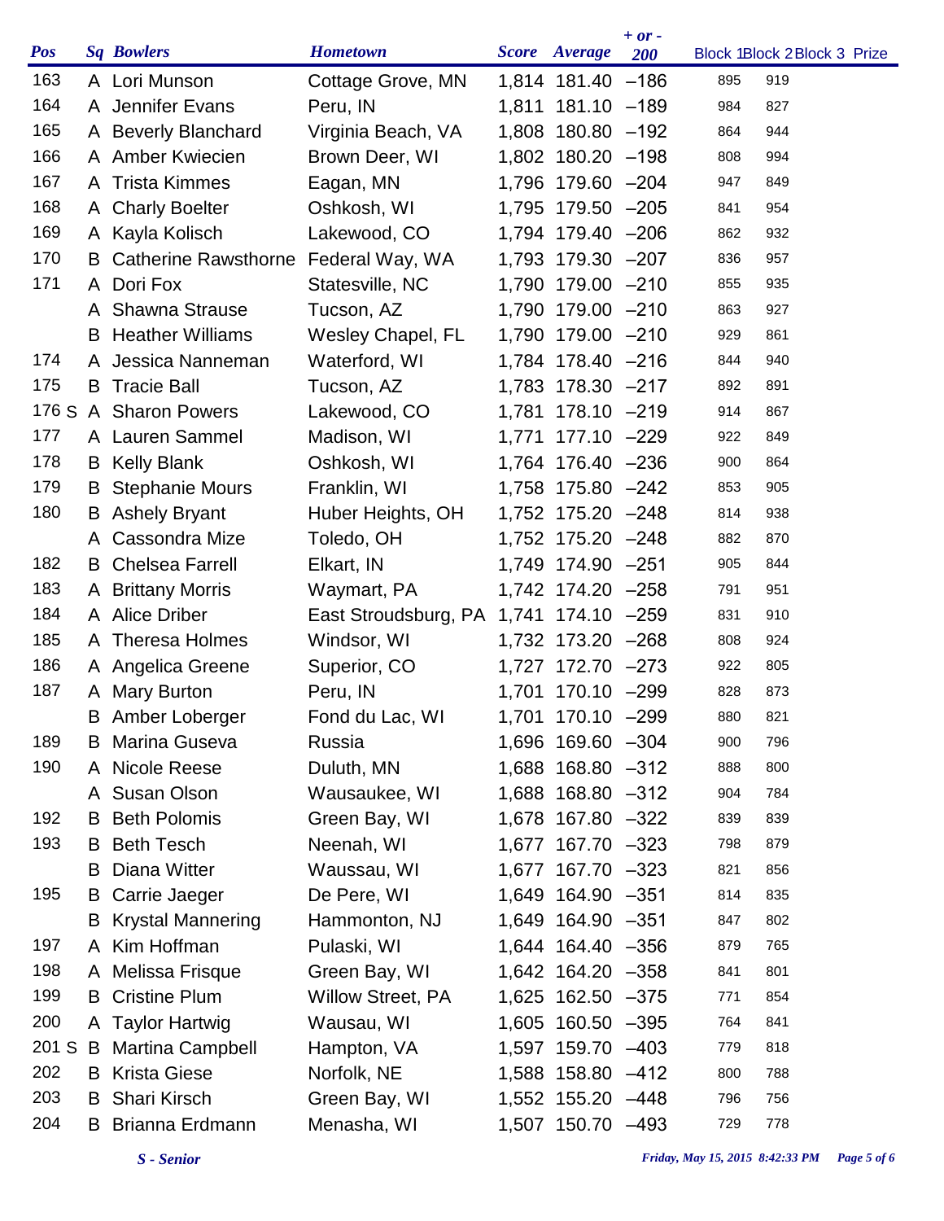| Pos | Sq | Bowlers | Hometown | Score | Average | + or - 200 | Block 1 | Block 2 | Block 3 | Prize |
|---|---|---|---|---|---|---|---|---|---|---|
| 163 | A | Lori Munson | Cottage Grove, MN | 1,814 | 181.40 | –186 | 895 | 919 | | |
| 164 | A | Jennifer Evans | Peru, IN | 1,811 | 181.10 | –189 | 984 | 827 | | |
| 165 | A | Beverly Blanchard | Virginia Beach, VA | 1,808 | 180.80 | –192 | 864 | 944 | | |
| 166 | A | Amber Kwiecien | Brown Deer, WI | 1,802 | 180.20 | –198 | 808 | 994 | | |
| 167 | A | Trista Kimmes | Eagan, MN | 1,796 | 179.60 | –204 | 947 | 849 | | |
| 168 | A | Charly Boelter | Oshkosh, WI | 1,795 | 179.50 | –205 | 841 | 954 | | |
| 169 | A | Kayla Kolisch | Lakewood, CO | 1,794 | 179.40 | –206 | 862 | 932 | | |
| 170 | B | Catherine Rawsthorne | Federal Way, WA | 1,793 | 179.30 | –207 | 836 | 957 | | |
| 171 | A | Dori Fox | Statesville, NC | 1,790 | 179.00 | –210 | 855 | 935 | | |
| | A | Shawna Strause | Tucson, AZ | 1,790 | 179.00 | –210 | 863 | 927 | | |
| | B | Heather Williams | Wesley Chapel, FL | 1,790 | 179.00 | –210 | 929 | 861 | | |
| 174 | A | Jessica Nanneman | Waterford, WI | 1,784 | 178.40 | –216 | 844 | 940 | | |
| 175 | B | Tracie Ball | Tucson, AZ | 1,783 | 178.30 | –217 | 892 | 891 | | |
| 176 S | A | Sharon Powers | Lakewood, CO | 1,781 | 178.10 | –219 | 914 | 867 | | |
| 177 | A | Lauren Sammel | Madison, WI | 1,771 | 177.10 | –229 | 922 | 849 | | |
| 178 | B | Kelly Blank | Oshkosh, WI | 1,764 | 176.40 | –236 | 900 | 864 | | |
| 179 | B | Stephanie Mours | Franklin, WI | 1,758 | 175.80 | –242 | 853 | 905 | | |
| 180 | B | Ashely Bryant | Huber Heights, OH | 1,752 | 175.20 | –248 | 814 | 938 | | |
| | A | Cassondra Mize | Toledo, OH | 1,752 | 175.20 | –248 | 882 | 870 | | |
| 182 | B | Chelsea Farrell | Elkart, IN | 1,749 | 174.90 | –251 | 905 | 844 | | |
| 183 | A | Brittany Morris | Waymart, PA | 1,742 | 174.20 | –258 | 791 | 951 | | |
| 184 | A | Alice Driber | East Stroudsburg, PA | 1,741 | 174.10 | –259 | 831 | 910 | | |
| 185 | A | Theresa Holmes | Windsor, WI | 1,732 | 173.20 | –268 | 808 | 924 | | |
| 186 | A | Angelica Greene | Superior, CO | 1,727 | 172.70 | –273 | 922 | 805 | | |
| 187 | A | Mary Burton | Peru, IN | 1,701 | 170.10 | –299 | 828 | 873 | | |
| | B | Amber Loberger | Fond du Lac, WI | 1,701 | 170.10 | –299 | 880 | 821 | | |
| 189 | B | Marina Guseva | Russia | 1,696 | 169.60 | –304 | 900 | 796 | | |
| 190 | A | Nicole Reese | Duluth, MN | 1,688 | 168.80 | –312 | 888 | 800 | | |
| | A | Susan Olson | Wausaukee, WI | 1,688 | 168.80 | –312 | 904 | 784 | | |
| 192 | B | Beth Polomis | Green Bay, WI | 1,678 | 167.80 | –322 | 839 | 839 | | |
| 193 | B | Beth Tesch | Neenah, WI | 1,677 | 167.70 | –323 | 798 | 879 | | |
| | B | Diana Witter | Waussau, WI | 1,677 | 167.70 | –323 | 821 | 856 | | |
| 195 | B | Carrie Jaeger | De Pere, WI | 1,649 | 164.90 | –351 | 814 | 835 | | |
| | B | Krystal Mannering | Hammonton, NJ | 1,649 | 164.90 | –351 | 847 | 802 | | |
| 197 | A | Kim Hoffman | Pulaski, WI | 1,644 | 164.40 | –356 | 879 | 765 | | |
| 198 | A | Melissa Frisque | Green Bay, WI | 1,642 | 164.20 | –358 | 841 | 801 | | |
| 199 | B | Cristine Plum | Willow Street, PA | 1,625 | 162.50 | –375 | 771 | 854 | | |
| 200 | A | Taylor Hartwig | Wausau, WI | 1,605 | 160.50 | –395 | 764 | 841 | | |
| 201 S | B | Martina Campbell | Hampton, VA | 1,597 | 159.70 | –403 | 779 | 818 | | |
| 202 | B | Krista Giese | Norfolk, NE | 1,588 | 158.80 | –412 | 800 | 788 | | |
| 203 | B | Shari Kirsch | Green Bay, WI | 1,552 | 155.20 | –448 | 796 | 756 | | |
| 204 | B | Brianna Erdmann | Menasha, WI | 1,507 | 150.70 | –493 | 729 | 778 | | |

*S - Senior*

*Friday, May 15, 2015 8:42:33 PM*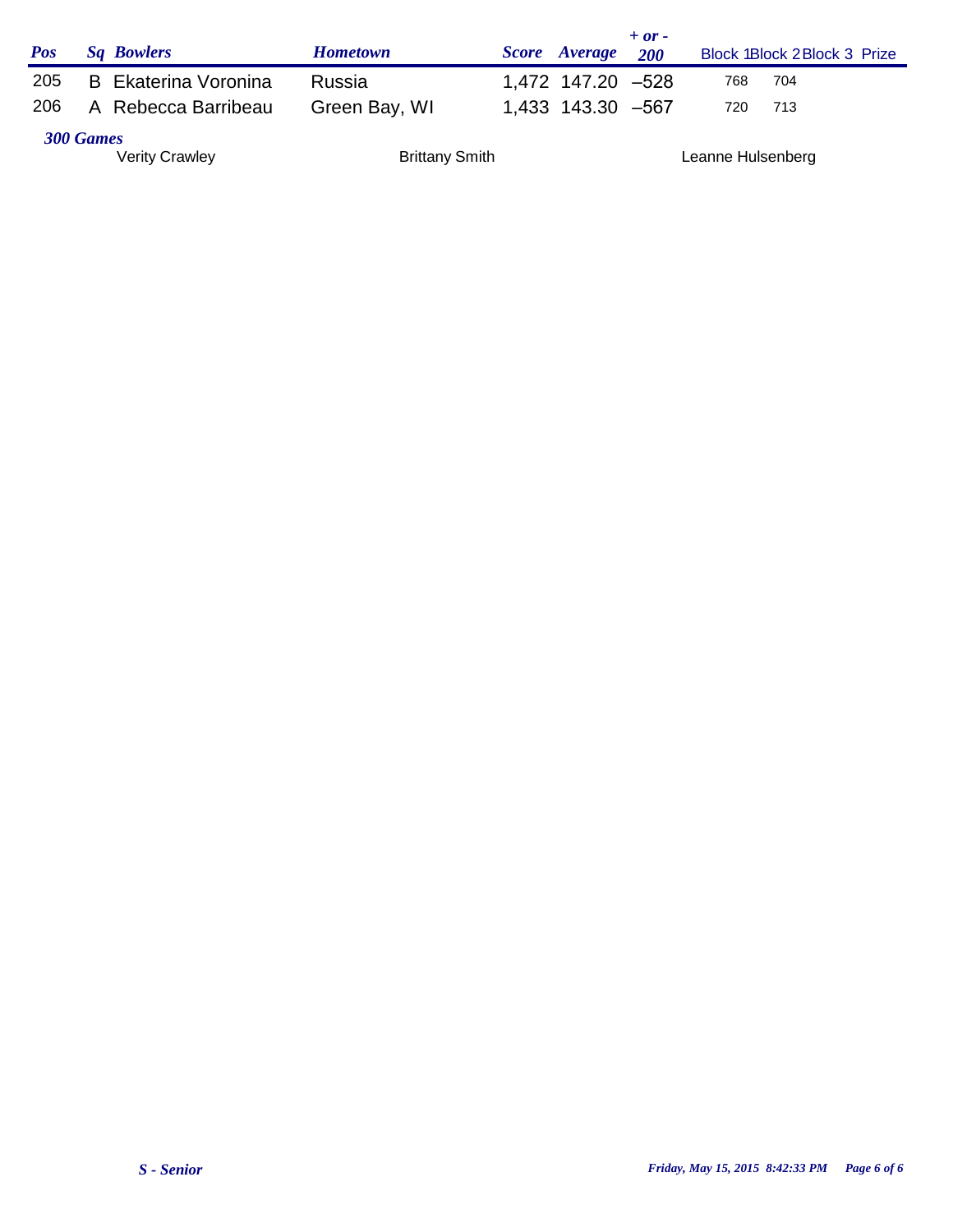| Pos | Sq | Bowlers | Hometown | Score | Average | + or - 200 | Block 1 | Block 2 | Block 3 | Prize |
|---|---|---|---|---|---|---|---|---|---|---|
| 205 | B | Ekaterina Voronina | Russia | 1,472 | 147.20 | –528 | 768 | 704 | | |
| 206 | A | Rebecca Barribeau | Green Bay, WI | 1,433 | 143.30 | –567 | 720 | 713 | | |

***300 Games***

Verity Crawley

Brittany Smith

Leanne Hulsenberg

*S - Senior*

*Friday, May 15, 2015 8:42:33 PM*